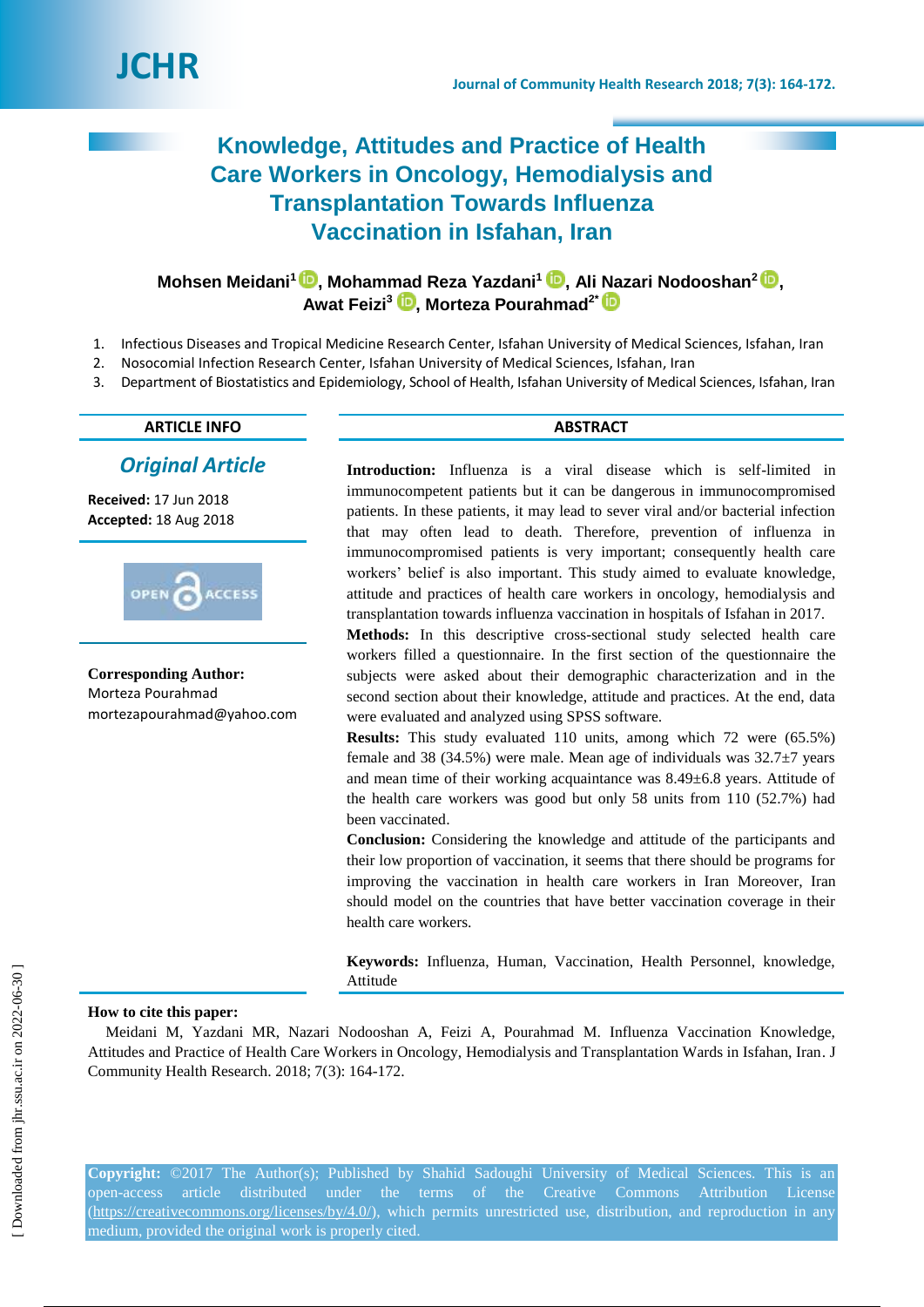# Knowledge, Attitudes and Practice of Health Care Workers in Oncology, Hemodialysis and Transplantation Towards Influenza Vaccination in Isfahan, Iran

**Mohsen Meidani[1], Mohammad Reza Yazdani[1], Ali Nazari Nodooshan[2], Awat Feizi[3], Morteza Pourahmad[2*]**

1. Infectious Diseases and Tropical Medicine Research Center, Isfahan University of Medical Sciences, Isfahan, Iran
2. Nosocomial Infection Research Center, Isfahan University of Medical Sciences, Isfahan, Iran
3. Department of Biostatistics and Epidemiology, School of Health, Isfahan University of Medical Sciences, Isfahan, Iran

## ARTICLE INFO

*Original Article*

**Received:** 17 Jun 2018
**Accepted:** 18 Aug 2018

OPEN ACCESS

**Corresponding Author:**
Morteza Pourahmad
mortezapourahmad@yahoo.com

## ABSTRACT

**Introduction:** Influenza is a viral disease which is self-limited in immunocompetent patients but it can be dangerous in immunocompromised patients. In these patients, it may lead to sever viral and/or bacterial infection that may often lead to death. Therefore, prevention of influenza in immunocompromised patients is very important; consequently health care workers' belief is also important. This study aimed to evaluate knowledge, attitude and practices of health care workers in oncology, hemodialysis and transplantation towards influenza vaccination in hospitals of Isfahan in 2017.

**Methods:** In this descriptive cross-sectional study selected health care workers filled a questionnaire. In the first section of the questionnaire the subjects were asked about their demographic characterization and in the second section about their knowledge, attitude and practices. At the end, data were evaluated and analyzed using SPSS software.

**Results:** This study evaluated 110 units, among which 72 were (65.5%) female and 38 (34.5%) were male. Mean age of individuals was 32.7±7 years and mean time of their working acquaintance was 8.49±6.8 years. Attitude of the health care workers was good but only 58 units from 110 (52.7%) had been vaccinated.

**Conclusion:** Considering the knowledge and attitude of the participants and their low proportion of vaccination, it seems that there should be programs for improving the vaccination in health care workers in Iran Moreover, Iran should model on the countries that have better vaccination coverage in their health care workers.

**Keywords:** Influenza, Human, Vaccination, Health Personnel, knowledge, Attitude

**How to cite this paper:**
Meidani M, Yazdani MR, Nazari Nodooshan A, Feizi A, Pourahmad M. Influenza Vaccination Knowledge, Attitudes and Practice of Health Care Workers in Oncology, Hemodialysis and Transplantation Wards in Isfahan, Iran. J Community Health Research. 2018; 7(3): 164-172.

**Copyright:** ©2017 The Author(s); Published by Shahid Sadoughi University of Medical Sciences. This is an open-access article distributed under the terms of the Creative Commons Attribution License (https://creativecommons.org/licenses/by/4.0/), which permits unrestricted use, distribution, and reproduction in any medium, provided the original work is properly cited.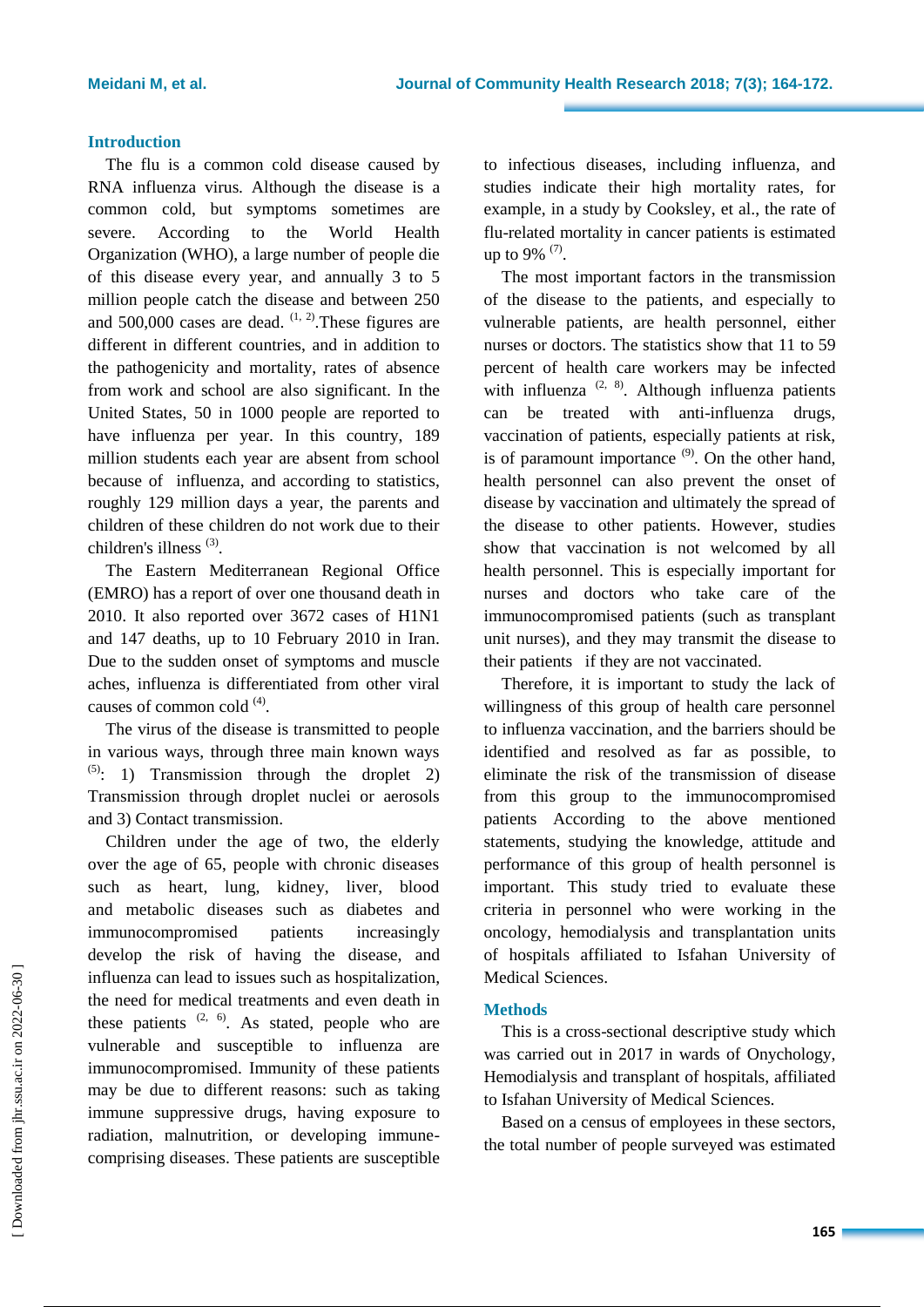## Introduction

The flu is a common cold disease caused by RNA influenza virus. Although the disease is a common cold, but symptoms sometimes are severe. According to the World Health Organization (WHO), a large number of people die of this disease every year, and annually 3 to 5 million people catch the disease and between 250 and 500,000 cases are dead. [1, 2].These figures are different in different countries, and in addition to the pathogenicity and mortality, rates of absence from work and school are also significant. In the United States, 50 in 1000 people are reported to have influenza per year. In this country, 189 million students each year are absent from school because of influenza, and according to statistics, roughly 129 million days a year, the parents and children of these children do not work due to their children's illness [3].

The Eastern Mediterranean Regional Office (EMRO) has a report of over one thousand death in 2010. It also reported over 3672 cases of H1N1 and 147 deaths, up to 10 February 2010 in Iran. Due to the sudden onset of symptoms and muscle aches, influenza is differentiated from other viral causes of common cold [4].

The virus of the disease is transmitted to people in various ways, through three main known ways [5]: 1) Transmission through the droplet 2) Transmission through droplet nuclei or aerosols and 3) Contact transmission.

Children under the age of two, the elderly over the age of 65, people with chronic diseases such as heart, lung, kidney, liver, blood and metabolic diseases such as diabetes and immunocompromised patients increasingly develop the risk of having the disease, and influenza can lead to issues such as hospitalization, the need for medical treatments and even death in these patients [2, 6]. As stated, people who are vulnerable and susceptible to influenza are immunocompromised. Immunity of these patients may be due to different reasons: such as taking immune suppressive drugs, having exposure to radiation, malnutrition, or developing immune-comprising diseases. These patients are susceptible to infectious diseases, including influenza, and studies indicate their high mortality rates, for example, in a study by Cooksley, et al., the rate of flu-related mortality in cancer patients is estimated up to 9% [7].

The most important factors in the transmission of the disease to the patients, and especially to vulnerable patients, are health personnel, either nurses or doctors. The statistics show that 11 to 59 percent of health care workers may be infected with influenza [2, 8]. Although influenza patients can be treated with anti-influenza drugs, vaccination of patients, especially patients at risk, is of paramount importance [9]. On the other hand, health personnel can also prevent the onset of disease by vaccination and ultimately the spread of the disease to other patients. However, studies show that vaccination is not welcomed by all health personnel. This is especially important for nurses and doctors who take care of the immunocompromised patients (such as transplant unit nurses), and they may transmit the disease to their patients if they are not vaccinated.

Therefore, it is important to study the lack of willingness of this group of health care personnel to influenza vaccination, and the barriers should be identified and resolved as far as possible, to eliminate the risk of the transmission of disease from this group to the immunocompromised patients According to the above mentioned statements, studying the knowledge, attitude and performance of this group of health personnel is important. This study tried to evaluate these criteria in personnel who were working in the oncology, hemodialysis and transplantation units of hospitals affiliated to Isfahan University of Medical Sciences.

## Methods

This is a cross-sectional descriptive study which was carried out in 2017 in wards of Onychology, Hemodialysis and transplant of hospitals, affiliated to Isfahan University of Medical Sciences.

Based on a census of employees in these sectors, the total number of people surveyed was estimated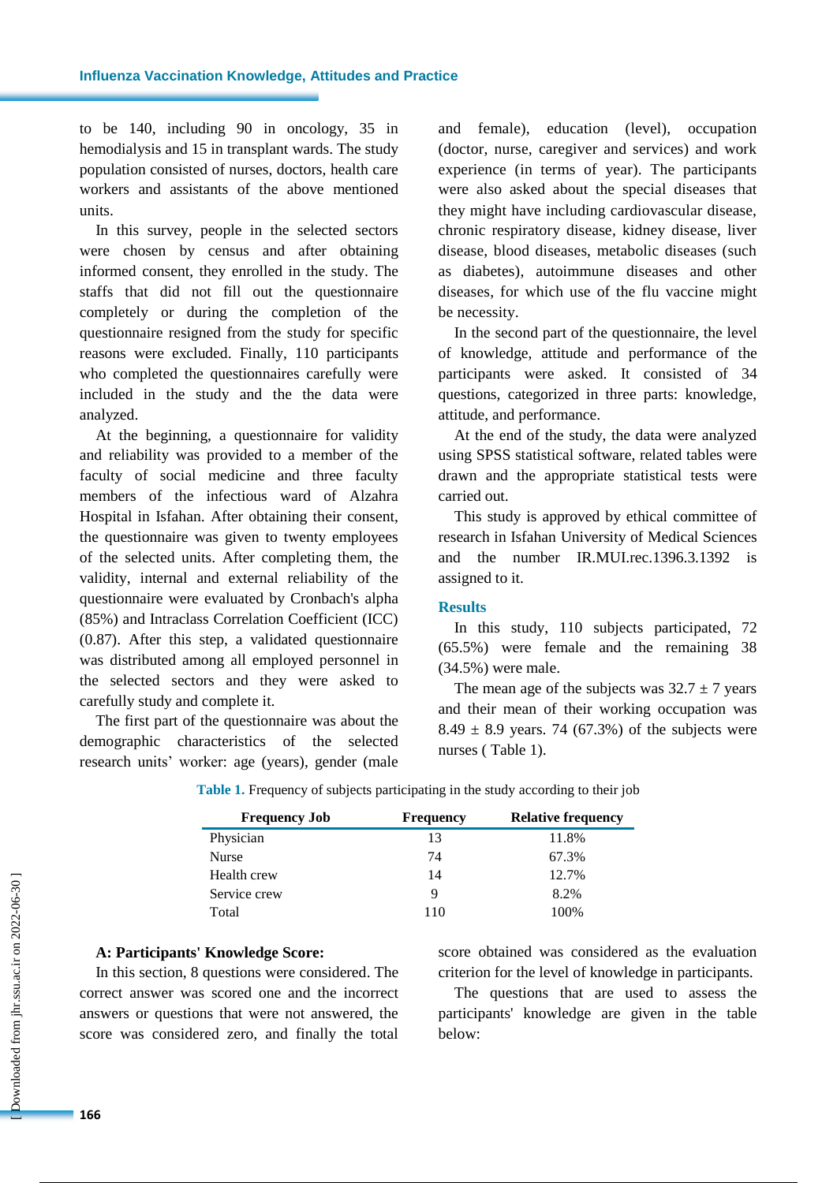to be 140, including 90 in oncology, 35 in hemodialysis and 15 in transplant wards. The study population consisted of nurses, doctors, health care workers and assistants of the above mentioned units.

In this survey, people in the selected sectors were chosen by census and after obtaining informed consent, they enrolled in the study. The staffs that did not fill out the questionnaire completely or during the completion of the questionnaire resigned from the study for specific reasons were excluded. Finally, 110 participants who completed the questionnaires carefully were included in the study and the the data were analyzed.

At the beginning, a questionnaire for validity and reliability was provided to a member of the faculty of social medicine and three faculty members of the infectious ward of Alzahra Hospital in Isfahan. After obtaining their consent, the questionnaire was given to twenty employees of the selected units. After completing them, the validity, internal and external reliability of the questionnaire were evaluated by Cronbach's alpha (85%) and Intraclass Correlation Coefficient (ICC) (0.87). After this step, a validated questionnaire was distributed among all employed personnel in the selected sectors and they were asked to carefully study and complete it.

The first part of the questionnaire was about the demographic characteristics of the selected research units' worker: age (years), gender (male and female), education (level), occupation (doctor, nurse, caregiver and services) and work experience (in terms of year). The participants were also asked about the special diseases that they might have including cardiovascular disease, chronic respiratory disease, kidney disease, liver disease, blood diseases, metabolic diseases (such as diabetes), autoimmune diseases and other diseases, for which use of the flu vaccine might be necessity.

In the second part of the questionnaire, the level of knowledge, attitude and performance of the participants were asked. It consisted of 34 questions, categorized in three parts: knowledge, attitude, and performance.

At the end of the study, the data were analyzed using SPSS statistical software, related tables were drawn and the appropriate statistical tests were carried out.

This study is approved by ethical committee of research in Isfahan University of Medical Sciences and the number IR.MUI.rec.1396.3.1392 is assigned to it.

## Results

In this study, 110 subjects participated, 72 (65.5%) were female and the remaining 38 (34.5%) were male.

The mean age of the subjects was 32.7 ± 7 years and their mean of their working occupation was 8.49 ± 8.9 years. 74 (67.3%) of the subjects were nurses ( Table 1).

**Table 1.** Frequency of subjects participating in the study according to their job

| Frequency Job | Frequency | Relative frequency |
|---|---|---|
| Physician | 13 | 11.8% |
| Nurse | 74 | 67.3% |
| Health crew | 14 | 12.7% |
| Service crew | 9 | 8.2% |
| Total | 110 | 100% |

**A: Participants' Knowledge Score:**

In this section, 8 questions were considered. The correct answer was scored one and the incorrect answers or questions that were not answered, the score was considered zero, and finally the total score obtained was considered as the evaluation criterion for the level of knowledge in participants.

The questions that are used to assess the participants' knowledge are given in the table below: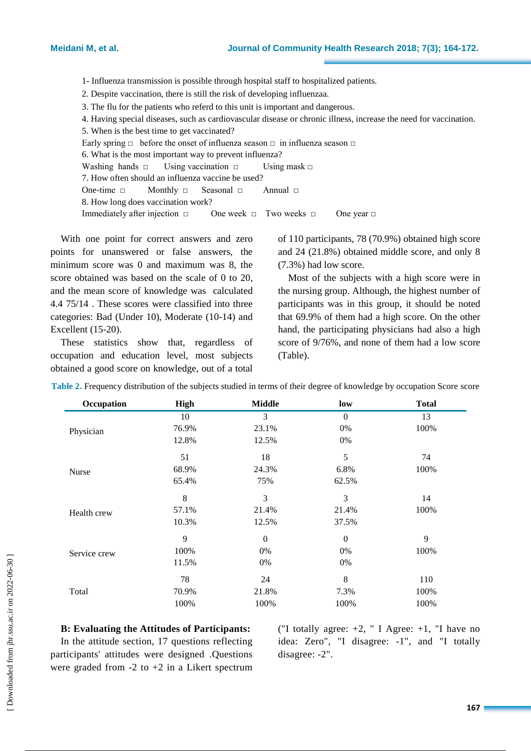1- Influenza transmission is possible through hospital staff to hospitalized patients.

2. Despite vaccination, there is still the risk of developing influenzaa.

3. The flu for the patients who referd to this unit is important and dangerous.

4. Having special diseases, such as cardiovascular disease or chronic illness, increase the need for vaccination.

5. When is the best time to get vaccinated?

Early spring □ before the onset of influenza season □ in influenza season □

6. What is the most important way to prevent influenza?

Washing hands □ Using vaccination □ Using mask □

7. How often should an influenza vaccine be used?

One-time □ Monthly □ Seasonal □ Annual □

8. How long does vaccination work?

Immediately after injection □ One week □ Two weeks □ One year □

With one point for correct answers and zero points for unanswered or false answers, the minimum score was 0 and maximum was 8, the score obtained was based on the scale of 0 to 20, and the mean score of knowledge was calculated 4.4 75/14 . These scores were classified into three categories: Bad (Under 10), Moderate (10-14) and Excellent (15-20).

These statistics show that, regardless of occupation and education level, most subjects obtained a good score on knowledge, out of a total of 110 participants, 78 (70.9%) obtained high score and 24 (21.8%) obtained middle score, and only 8 (7.3%) had low score.

Most of the subjects with a high score were in the nursing group. Although, the highest number of participants was in this group, it should be noted that 69.9% of them had a high score. On the other hand, the participating physicians had also a high score of 9/76%, and none of them had a low score (Table).

**Table 2.** Frequency distribution of the subjects studied in terms of their degree of knowledge by occupation Score score

| Occupation | High | Middle | low | Total |
|---|---|---|---|---|
| Physician | 10 | 3 | 0 | 13 |
| | 76.9% | 23.1% | 0% | 100% |
| | 12.8% | 12.5% | 0% | |
| Nurse | 51 | 18 | 5 | 74 |
| | 68.9% | 24.3% | 6.8% | 100% |
| | 65.4% | 75% | 62.5% | |
| Health crew | 8 | 3 | 3 | 14 |
| | 57.1% | 21.4% | 21.4% | 100% |
| | 10.3% | 12.5% | 37.5% | |
| Service crew | 9 | 0 | 0 | 9 |
| | 100% | 0% | 0% | 100% |
| | 11.5% | 0% | 0% | |
| Total | 78 | 24 | 8 | 110 |
| | 70.9% | 21.8% | 7.3% | 100% |
| | 100% | 100% | 100% | 100% |

**B: Evaluating the Attitudes of Participants:**

In the attitude section, 17 questions reflecting participants' attitudes were designed .Questions were graded from -2 to +2 in a Likert spectrum ("I totally agree: +2, " I Agree: +1, "I have no idea: Zero", "I disagree: -1", and "I totally disagree: -2".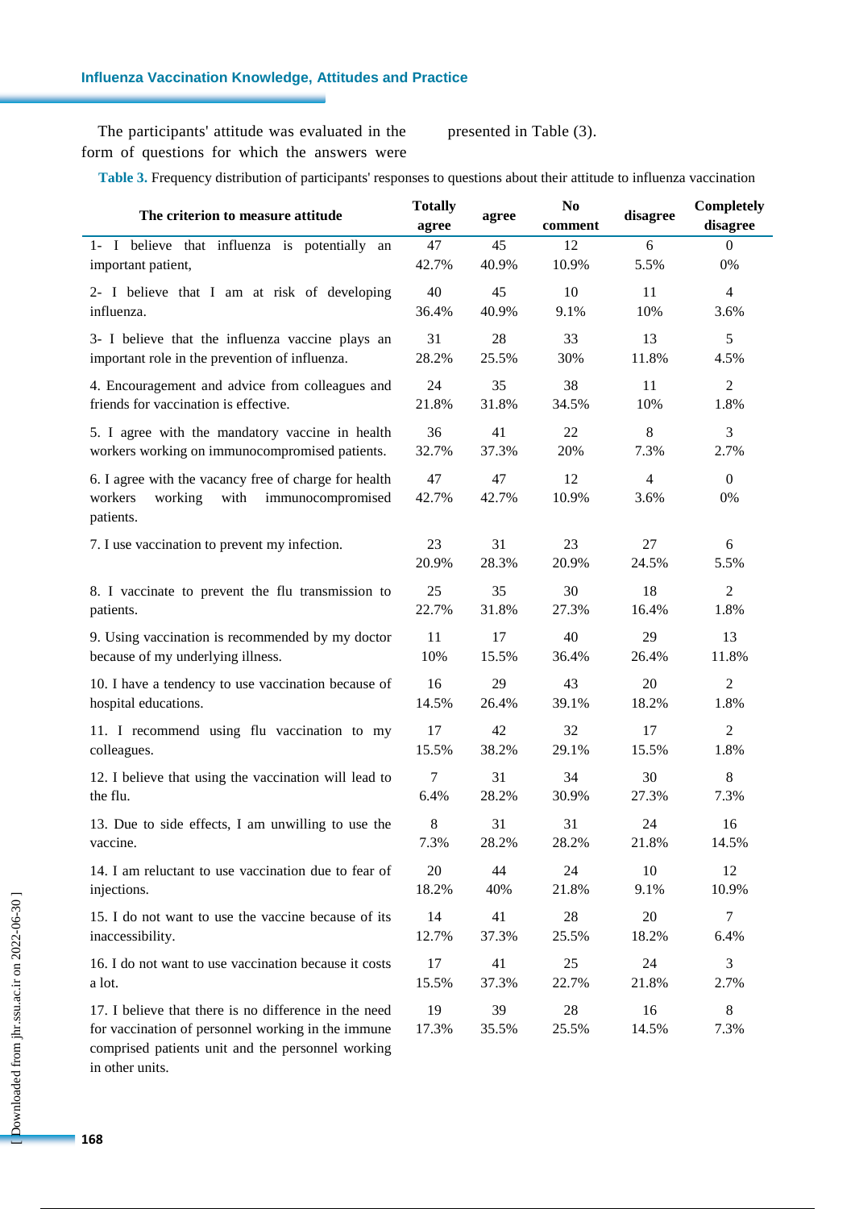The participants' attitude was evaluated in the form of questions for which the answers were presented in Table (3).

**Table 3.** Frequency distribution of participants' responses to questions about their attitude to influenza vaccination

| The criterion to measure attitude | Totally agree | agree | No comment | disagree | Completely disagree |
|---|---|---|---|---|---|
| 1- I believe that influenza is potentially an important patient, | 47<br>42.7% | 45<br>40.9% | 12<br>10.9% | 6<br>5.5% | 0<br>0% |
| 2- I believe that I am at risk of developing influenza. | 40<br>36.4% | 45<br>40.9% | 10<br>9.1% | 11<br>10% | 4<br>3.6% |
| 3- I believe that the influenza vaccine plays an important role in the prevention of influenza. | 31<br>28.2% | 28<br>25.5% | 33<br>30% | 13<br>11.8% | 5<br>4.5% |
| 4. Encouragement and advice from colleagues and friends for vaccination is effective. | 24<br>21.8% | 35<br>31.8% | 38<br>34.5% | 11<br>10% | 2<br>1.8% |
| 5. I agree with the mandatory vaccine in health workers working on immunocompromised patients. | 36<br>32.7% | 41<br>37.3% | 22<br>20% | 8<br>7.3% | 3<br>2.7% |
| 6. I agree with the vacancy free of charge for health workers working with immunocompromised patients. | 47<br>42.7% | 47<br>42.7% | 12<br>10.9% | 4<br>3.6% | 0<br>0% |
| 7. I use vaccination to prevent my infection. | 23<br>20.9% | 31<br>28.3% | 23<br>20.9% | 27<br>24.5% | 6<br>5.5% |
| 8. I vaccinate to prevent the flu transmission to patients. | 25<br>22.7% | 35<br>31.8% | 30<br>27.3% | 18<br>16.4% | 2<br>1.8% |
| 9. Using vaccination is recommended by my doctor because of my underlying illness. | 11<br>10% | 17<br>15.5% | 40<br>36.4% | 29<br>26.4% | 13<br>11.8% |
| 10. I have a tendency to use vaccination because of hospital educations. | 16<br>14.5% | 29<br>26.4% | 43<br>39.1% | 20<br>18.2% | 2<br>1.8% |
| 11. I recommend using flu vaccination to my colleagues. | 17<br>15.5% | 42<br>38.2% | 32<br>29.1% | 17<br>15.5% | 2<br>1.8% |
| 12. I believe that using the vaccination will lead to the flu. | 7<br>6.4% | 31<br>28.2% | 34<br>30.9% | 30<br>27.3% | 8<br>7.3% |
| 13. Due to side effects, I am unwilling to use the vaccine. | 8<br>7.3% | 31<br>28.2% | 31<br>28.2% | 24<br>21.8% | 16<br>14.5% |
| 14. I am reluctant to use vaccination due to fear of injections. | 20<br>18.2% | 44<br>40% | 24<br>21.8% | 10<br>9.1% | 12<br>10.9% |
| 15. I do not want to use the vaccine because of its inaccessibility. | 14<br>12.7% | 41<br>37.3% | 28<br>25.5% | 20<br>18.2% | 7<br>6.4% |
| 16. I do not want to use vaccination because it costs a lot. | 17<br>15.5% | 41<br>37.3% | 25<br>22.7% | 24<br>21.8% | 3<br>2.7% |
| 17. I believe that there is no difference in the need for vaccination of personnel working in the immune comprised patients unit and the personnel working in other units. | 19<br>17.3% | 39<br>35.5% | 28<br>25.5% | 16<br>14.5% | 8<br>7.3% |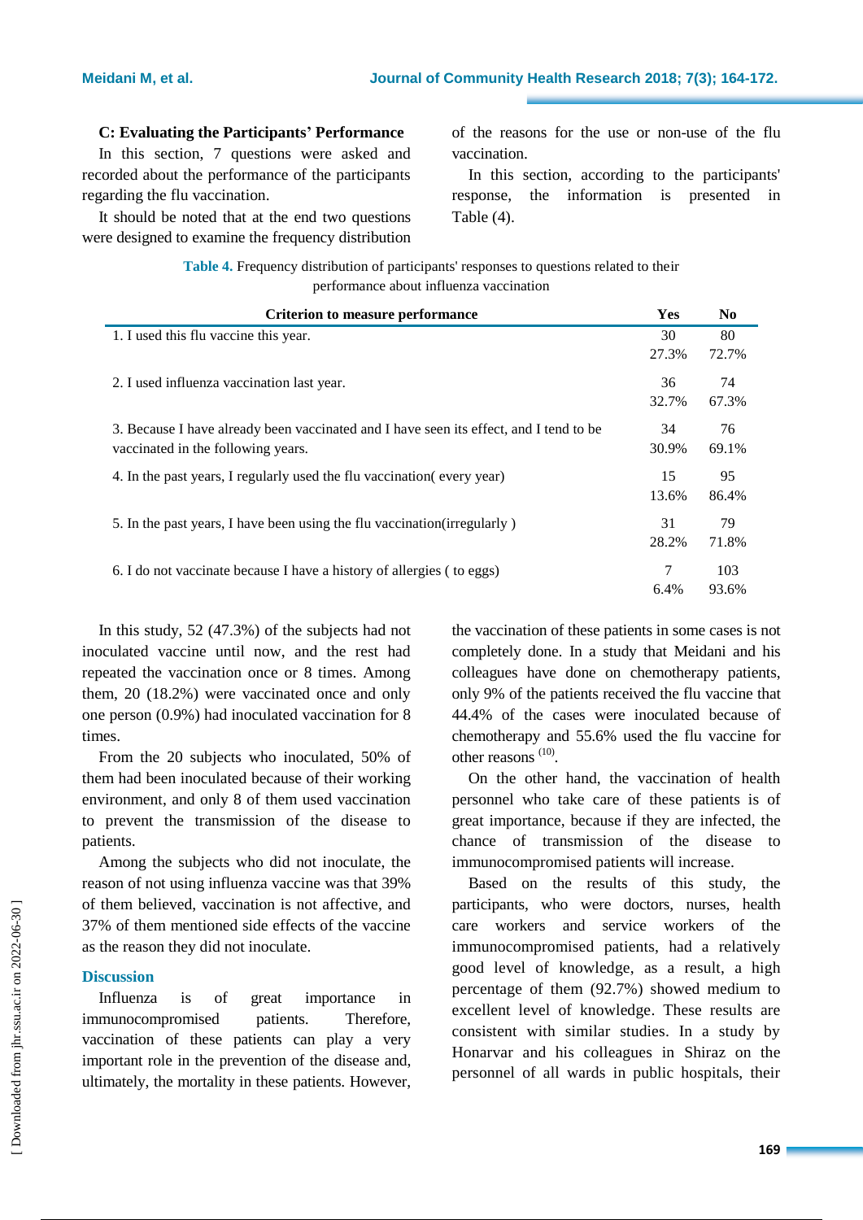### C: Evaluating the Participants' Performance

In this section, 7 questions were asked and recorded about the performance of the participants regarding the flu vaccination.

It should be noted that at the end two questions were designed to examine the frequency distribution of the reasons for the use or non-use of the flu vaccination.

In this section, according to the participants' response, the information is presented in Table (4).

**Table 4.** Frequency distribution of participants' responses to questions related to their performance about influenza vaccination

| Criterion to measure performance | Yes | No |
|---|---|---|
| 1. I used this flu vaccine this year. | 30<br>27.3% | 80<br>72.7% |
| 2. I used influenza vaccination last year. | 36<br>32.7% | 74<br>67.3% |
| 3. Because I have already been vaccinated and I have seen its effect, and I tend to be vaccinated in the following years. | 34<br>30.9% | 76<br>69.1% |
| 4. In the past years, I regularly used the flu vaccination( every year) | 15<br>13.6% | 95<br>86.4% |
| 5. In the past years, I have been using the flu vaccination(irregularly ) | 31<br>28.2% | 79<br>71.8% |
| 6. I do not vaccinate because I have a history of allergies ( to eggs) | 7<br>6.4% | 103<br>93.6% |

In this study, 52 (47.3%) of the subjects had not inoculated vaccine until now, and the rest had repeated the vaccination once or 8 times. Among them, 20 (18.2%) were vaccinated once and only one person (0.9%) had inoculated vaccination for 8 times.

From the 20 subjects who inoculated, 50% of them had been inoculated because of their working environment, and only 8 of them used vaccination to prevent the transmission of the disease to patients.

Among the subjects who did not inoculate, the reason of not using influenza vaccine was that 39% of them believed, vaccination is not affective, and 37% of them mentioned side effects of the vaccine as the reason they did not inoculate.

## Discussion

Influenza is of great importance in immunocompromised patients. Therefore, vaccination of these patients can play a very important role in the prevention of the disease and, ultimately, the mortality in these patients. However, the vaccination of these patients in some cases is not completely done. In a study that Meidani and his colleagues have done on chemotherapy patients, only 9% of the patients received the flu vaccine that 44.4% of the cases were inoculated because of chemotherapy and 55.6% used the flu vaccine for other reasons [10].

On the other hand, the vaccination of health personnel who take care of these patients is of great importance, because if they are infected, the chance of transmission of the disease to immunocompromised patients will increase.

Based on the results of this study, the participants, who were doctors, nurses, health care workers and service workers of the immunocompromised patients, had a relatively good level of knowledge, as a result, a high percentage of them (92.7%) showed medium to excellent level of knowledge. These results are consistent with similar studies. In a study by Honarvar and his colleagues in Shiraz on the personnel of all wards in public hospitals, their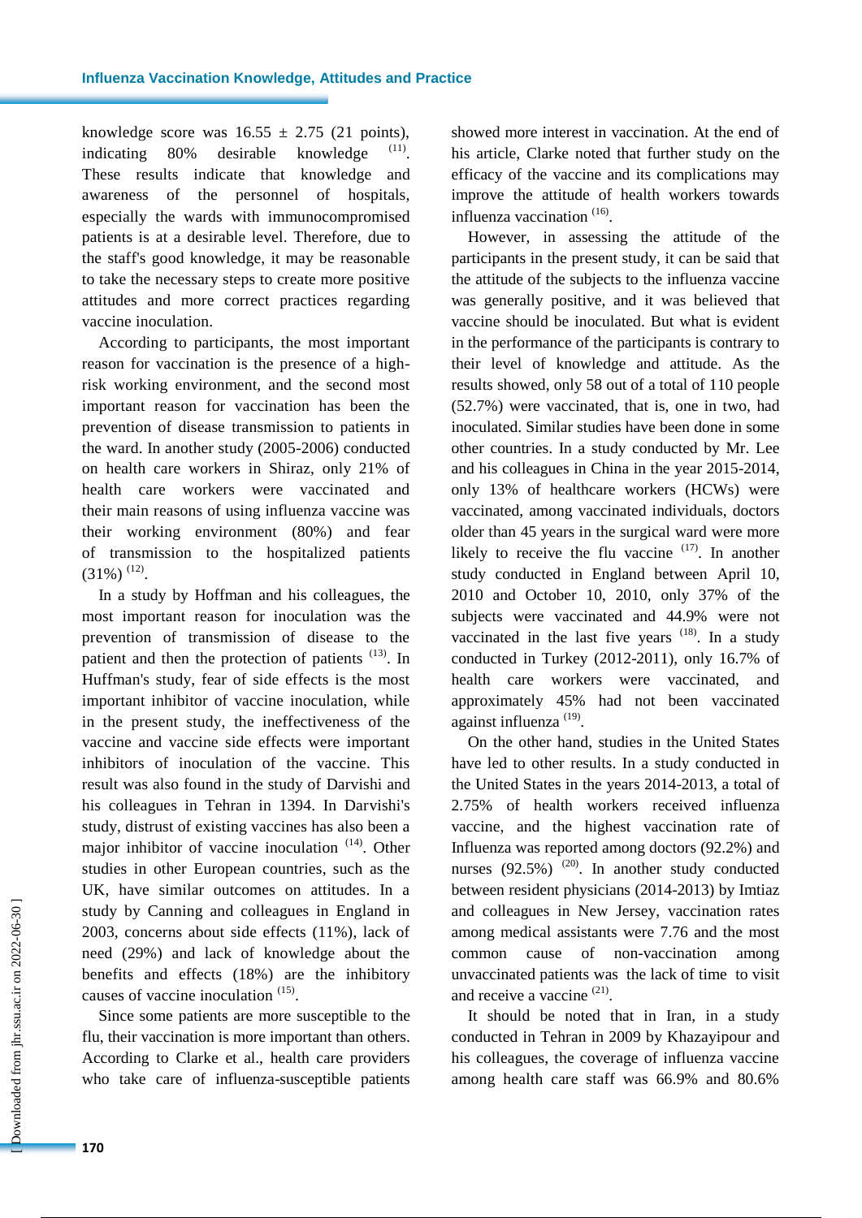knowledge score was $16.55 \pm 2.75$ (21 points), indicating 80% desirable knowledge [11]. These results indicate that knowledge and awareness of the personnel of hospitals, especially the wards with immunocompromised patients is at a desirable level. Therefore, due to the staff's good knowledge, it may be reasonable to take the necessary steps to create more positive attitudes and more correct practices regarding vaccine inoculation.

According to participants, the most important reason for vaccination is the presence of a high-risk working environment, and the second most important reason for vaccination has been the prevention of disease transmission to patients in the ward. In another study (2005-2006) conducted on health care workers in Shiraz, only 21% of health care workers were vaccinated and their main reasons of using influenza vaccine was their working environment (80%) and fear of transmission to the hospitalized patients (31%) [12].

In a study by Hoffman and his colleagues, the most important reason for inoculation was the prevention of transmission of disease to the patient and then the protection of patients [13]. In Huffman's study, fear of side effects is the most important inhibitor of vaccine inoculation, while in the present study, the ineffectiveness of the vaccine and vaccine side effects were important inhibitors of inoculation of the vaccine. This result was also found in the study of Darvishi and his colleagues in Tehran in 1394. In Darvishi's study, distrust of existing vaccines has also been a major inhibitor of vaccine inoculation [14]. Other studies in other European countries, such as the UK, have similar outcomes on attitudes. In a study by Canning and colleagues in England in 2003, concerns about side effects (11%), lack of need (29%) and lack of knowledge about the benefits and effects (18%) are the inhibitory causes of vaccine inoculation [15].

Since some patients are more susceptible to the flu, their vaccination is more important than others. According to Clarke et al., health care providers who take care of influenza-susceptible patients showed more interest in vaccination. At the end of his article, Clarke noted that further study on the efficacy of the vaccine and its complications may improve the attitude of health workers towards influenza vaccination [16].

However, in assessing the attitude of the participants in the present study, it can be said that the attitude of the subjects to the influenza vaccine was generally positive, and it was believed that vaccine should be inoculated. But what is evident in the performance of the participants is contrary to their level of knowledge and attitude. As the results showed, only 58 out of a total of 110 people (52.7%) were vaccinated, that is, one in two, had inoculated. Similar studies have been done in some other countries. In a study conducted by Mr. Lee and his colleagues in China in the year 2015-2014, only 13% of healthcare workers (HCWs) were vaccinated, among vaccinated individuals, doctors older than 45 years in the surgical ward were more likely to receive the flu vaccine [17]. In another study conducted in England between April 10, 2010 and October 10, 2010, only 37% of the subjects were vaccinated and 44.9% were not vaccinated in the last five years [18]. In a study conducted in Turkey (2012-2011), only 16.7% of health care workers were vaccinated, and approximately 45% had not been vaccinated against influenza [19].

On the other hand, studies in the United States have led to other results. In a study conducted in the United States in the years 2014-2013, a total of 2.75% of health workers received influenza vaccine, and the highest vaccination rate of Influenza was reported among doctors (92.2%) and nurses (92.5%) [20]. In another study conducted between resident physicians (2014-2013) by Imtiaz and colleagues in New Jersey, vaccination rates among medical assistants were 7.76 and the most common cause of non-vaccination among unvaccinated patients was the lack of time to visit and receive a vaccine [21].

It should be noted that in Iran, in a study conducted in Tehran in 2009 by Khazayipour and his colleagues, the coverage of influenza vaccine among health care staff was 66.9% and 80.6%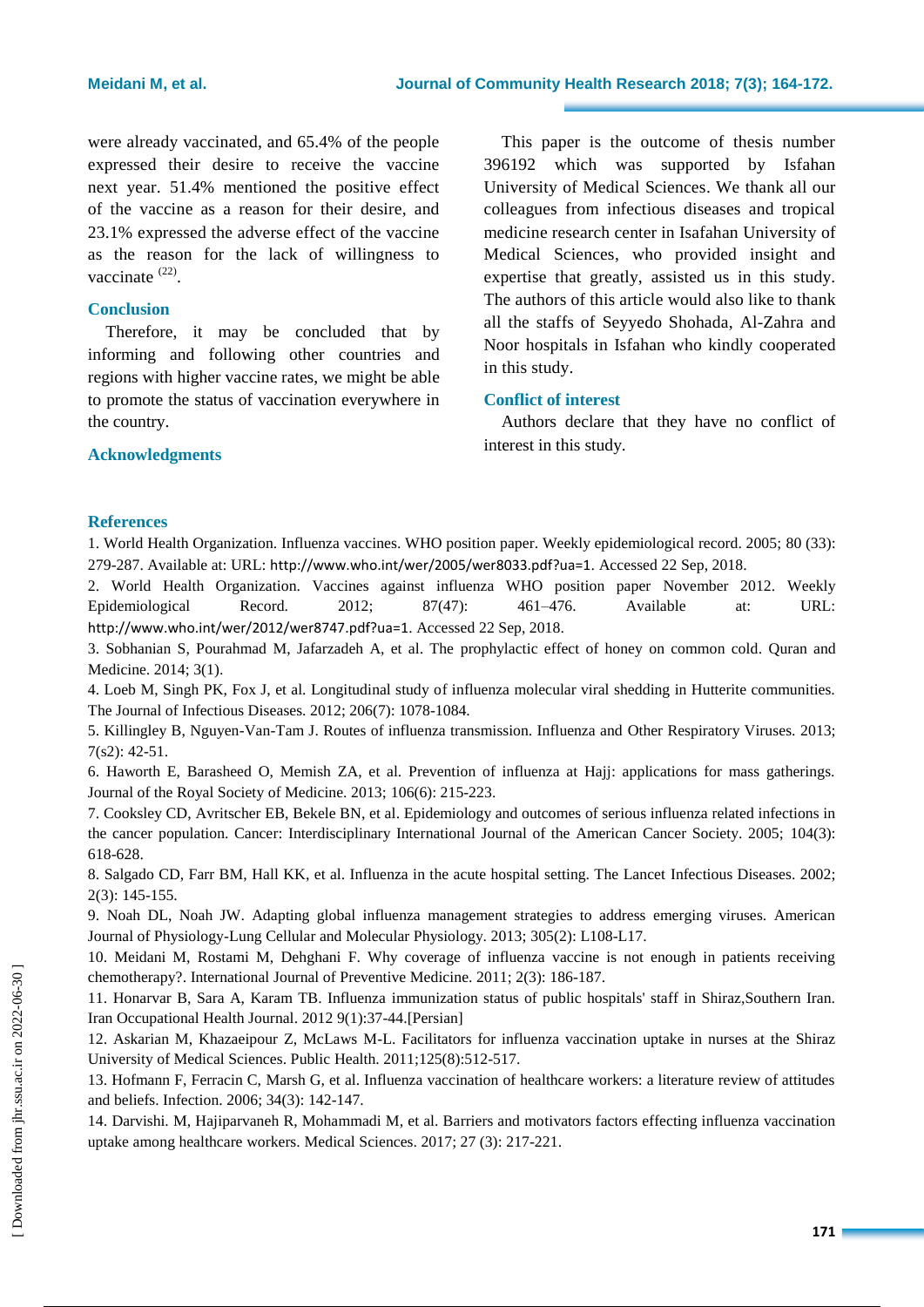were already vaccinated, and 65.4% of the people expressed their desire to receive the vaccine next year. 51.4% mentioned the positive effect of the vaccine as a reason for their desire, and 23.1% expressed the adverse effect of the vaccine as the reason for the lack of willingness to vaccinate [22].

## Conclusion

Therefore, it may be concluded that by informing and following other countries and regions with higher vaccine rates, we might be able to promote the status of vaccination everywhere in the country.

## Acknowledgments

This paper is the outcome of thesis number 396192 which was supported by Isfahan University of Medical Sciences. We thank all our colleagues from infectious diseases and tropical medicine research center in Isafahan University of Medical Sciences, who provided insight and expertise that greatly, assisted us in this study. The authors of this article would also like to thank all the staffs of Seyyedo Shohada, Al-Zahra and Noor hospitals in Isfahan who kindly cooperated in this study.

## Conflict of interest

Authors declare that they have no conflict of interest in this study.

## References

1. World Health Organization. Influenza vaccines. WHO position paper. Weekly epidemiological record. 2005; 80 (33): 279-287. Available at: URL: http://www.who.int/wer/2005/wer8033.pdf?ua=1. Accessed 22 Sep, 2018.
2. World Health Organization. Vaccines against influenza WHO position paper November 2012. Weekly Epidemiological Record. 2012; 87(47): 461–476. Available at: URL: http://www.who.int/wer/2012/wer8747.pdf?ua=1. Accessed 22 Sep, 2018.
3. Sobhanian S, Pourahmad M, Jafarzadeh A, et al. The prophylactic effect of honey on common cold. Quran and Medicine. 2014; 3(1).
4. Loeb M, Singh PK, Fox J, et al. Longitudinal study of influenza molecular viral shedding in Hutterite communities. The Journal of Infectious Diseases. 2012; 206(7): 1078-1084.
5. Killingley B, Nguyen-Van-Tam J. Routes of influenza transmission. Influenza and Other Respiratory Viruses. 2013; 7(s2): 42-51.
6. Haworth E, Barasheed O, Memish ZA, et al. Prevention of influenza at Hajj: applications for mass gatherings. Journal of the Royal Society of Medicine. 2013; 106(6): 215-223.
7. Cooksley CD, Avritscher EB, Bekele BN, et al. Epidemiology and outcomes of serious influenza related infections in the cancer population. Cancer: Interdisciplinary International Journal of the American Cancer Society. 2005; 104(3): 618-628.
8. Salgado CD, Farr BM, Hall KK, et al. Influenza in the acute hospital setting. The Lancet Infectious Diseases. 2002; 2(3): 145-155.
9. Noah DL, Noah JW. Adapting global influenza management strategies to address emerging viruses. American Journal of Physiology-Lung Cellular and Molecular Physiology. 2013; 305(2): L108-L17.
10. Meidani M, Rostami M, Dehghani F. Why coverage of influenza vaccine is not enough in patients receiving chemotherapy?. International Journal of Preventive Medicine. 2011; 2(3): 186-187.
11. Honarvar B, Sara A, Karam TB. Influenza immunization status of public hospitals' staff in Shiraz,Southern Iran. Iran Occupational Health Journal. 2012 9(1):37-44.[Persian]
12. Askarian M, Khazaeipour Z, McLaws M-L. Facilitators for influenza vaccination uptake in nurses at the Shiraz University of Medical Sciences. Public Health. 2011;125(8):512-517.
13. Hofmann F, Ferracin C, Marsh G, et al. Influenza vaccination of healthcare workers: a literature review of attitudes and beliefs. Infection. 2006; 34(3): 142-147.
14. Darvishi. M, Hajiparvaneh R, Mohammadi M, et al. Barriers and motivators factors effecting influenza vaccination uptake among healthcare workers. Medical Sciences. 2017; 27 (3): 217-221.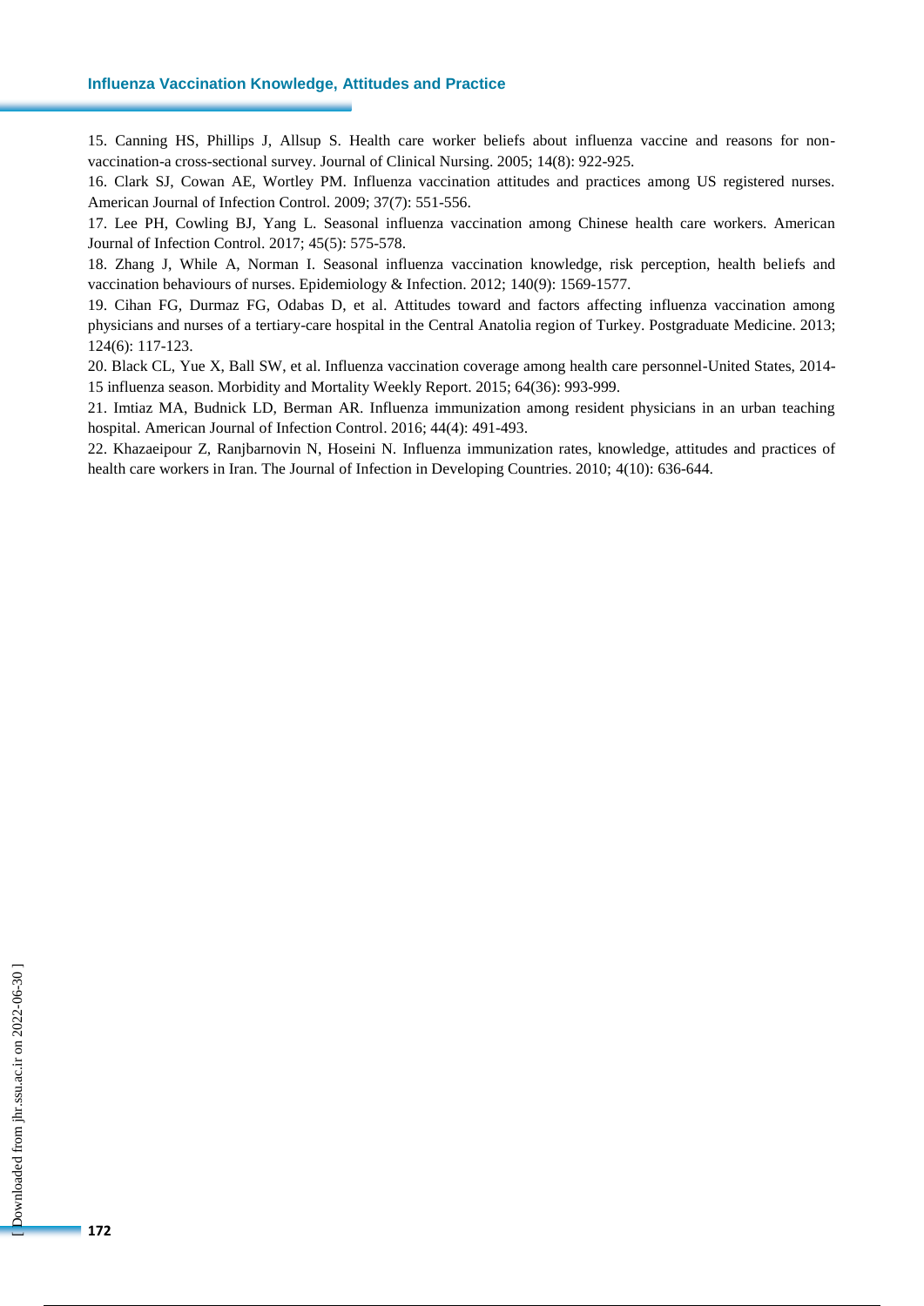15. Canning HS, Phillips J, Allsup S. Health care worker beliefs about influenza vaccine and reasons for non-vaccination-a cross-sectional survey. Journal of Clinical Nursing. 2005; 14(8): 922-925.

16. Clark SJ, Cowan AE, Wortley PM. Influenza vaccination attitudes and practices among US registered nurses. American Journal of Infection Control. 2009; 37(7): 551-556.

17. Lee PH, Cowling BJ, Yang L. Seasonal influenza vaccination among Chinese health care workers. American Journal of Infection Control. 2017; 45(5): 575-578.

18. Zhang J, While A, Norman I. Seasonal influenza vaccination knowledge, risk perception, health beliefs and vaccination behaviours of nurses. Epidemiology & Infection. 2012; 140(9): 1569-1577.

19. Cihan FG, Durmaz FG, Odabas D, et al. Attitudes toward and factors affecting influenza vaccination among physicians and nurses of a tertiary-care hospital in the Central Anatolia region of Turkey. Postgraduate Medicine. 2013; 124(6): 117-123.

20. Black CL, Yue X, Ball SW, et al. Influenza vaccination coverage among health care personnel-United States, 2014-15 influenza season. Morbidity and Mortality Weekly Report. 2015; 64(36): 993-999.

21. Imtiaz MA, Budnick LD, Berman AR. Influenza immunization among resident physicians in an urban teaching hospital. American Journal of Infection Control. 2016; 44(4): 491-493.

22. Khazaeipour Z, Ranjbarnovin N, Hoseini N. Influenza immunization rates, knowledge, attitudes and practices of health care workers in Iran. The Journal of Infection in Developing Countries. 2010; 4(10): 636-644.